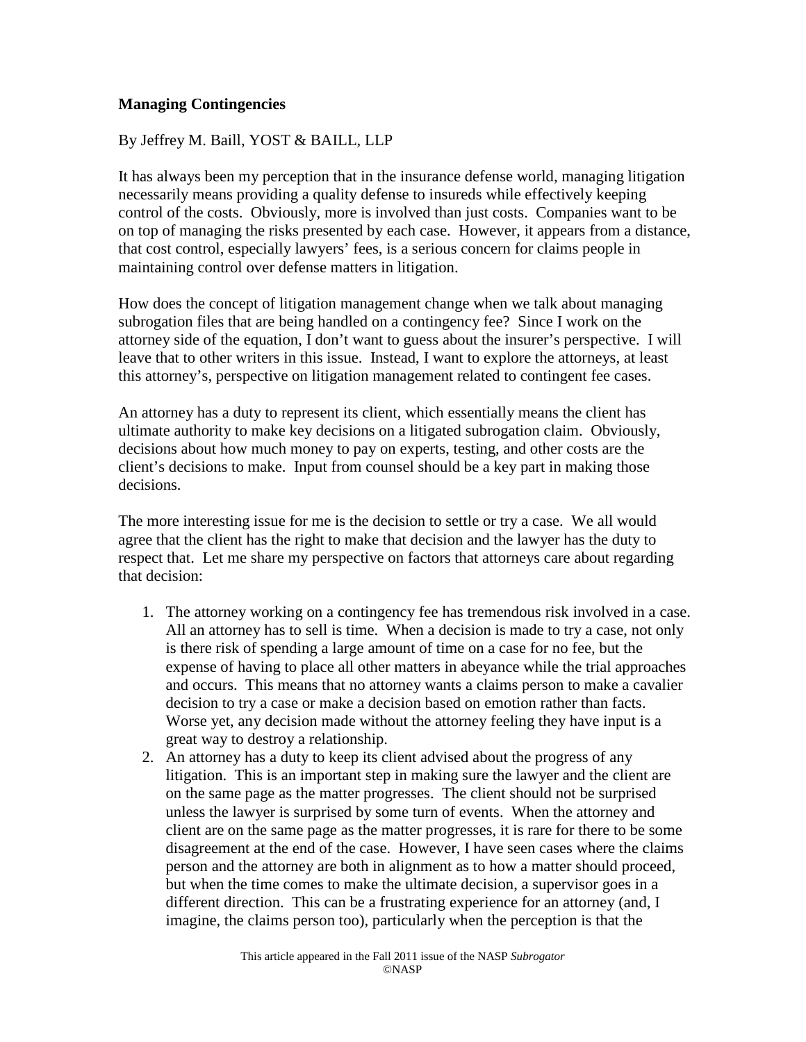**Managing Contingencies**

By Jeffrey M. Baill, YOST & BAILL, LLP

It has always been my perception that in the insurance defense world, managing litigation necessarily means providing a quality defense to insureds while effectively keeping control of the costs. Obviously, more is involved than just costs. Companies want to be on top of managing the risks presented by each case. However, it appears from a distance, that cost control, especially lawyers' fees, is a serious concern for claims people in maintaining control over defense matters in litigation.

How does the concept of litigation management change when we talk about managing subrogation files that are being handled on a contingency fee? Since I work on the attorney side of the equation, I don't want to guess about the insurer's perspective. I will leave that to other writers in this issue. Instead, I want to explore the attorneys, at least this attorney's, perspective on litigation management related to contingent fee cases.

An attorney has a duty to represent its client, which essentially means the client has ultimate authority to make key decisions on a litigated subrogation claim. Obviously, decisions about how much money to pay on experts, testing, and other costs are the client's decisions to make. Input from counsel should be a key part in making those decisions.

The more interesting issue for me is the decision to settle or try a case. We all would agree that the client has the right to make that decision and the lawyer has the duty to respect that. Let me share my perspective on factors that attorneys care about regarding that decision:

1. The attorney working on a contingency fee has tremendous risk involved in a case. All an attorney has to sell is time. When a decision is made to try a case, not only is there risk of spending a large amount of time on a case for no fee, but the expense of having to place all other matters in abeyance while the trial approaches and occurs. This means that no attorney wants a claims person to make a cavalier decision to try a case or make a decision based on emotion rather than facts. Worse yet, any decision made without the attorney feeling they have input is a great way to destroy a relationship.
2. An attorney has a duty to keep its client advised about the progress of any litigation. This is an important step in making sure the lawyer and the client are on the same page as the matter progresses. The client should not be surprised unless the lawyer is surprised by some turn of events. When the attorney and client are on the same page as the matter progresses, it is rare for there to be some disagreement at the end of the case. However, I have seen cases where the claims person and the attorney are both in alignment as to how a matter should proceed, but when the time comes to make the ultimate decision, a supervisor goes in a different direction. This can be a frustrating experience for an attorney (and, I imagine, the claims person too), particularly when the perception is that the

This article appeared in the Fall 2011 issue of the NASP *Subrogator*
©NASP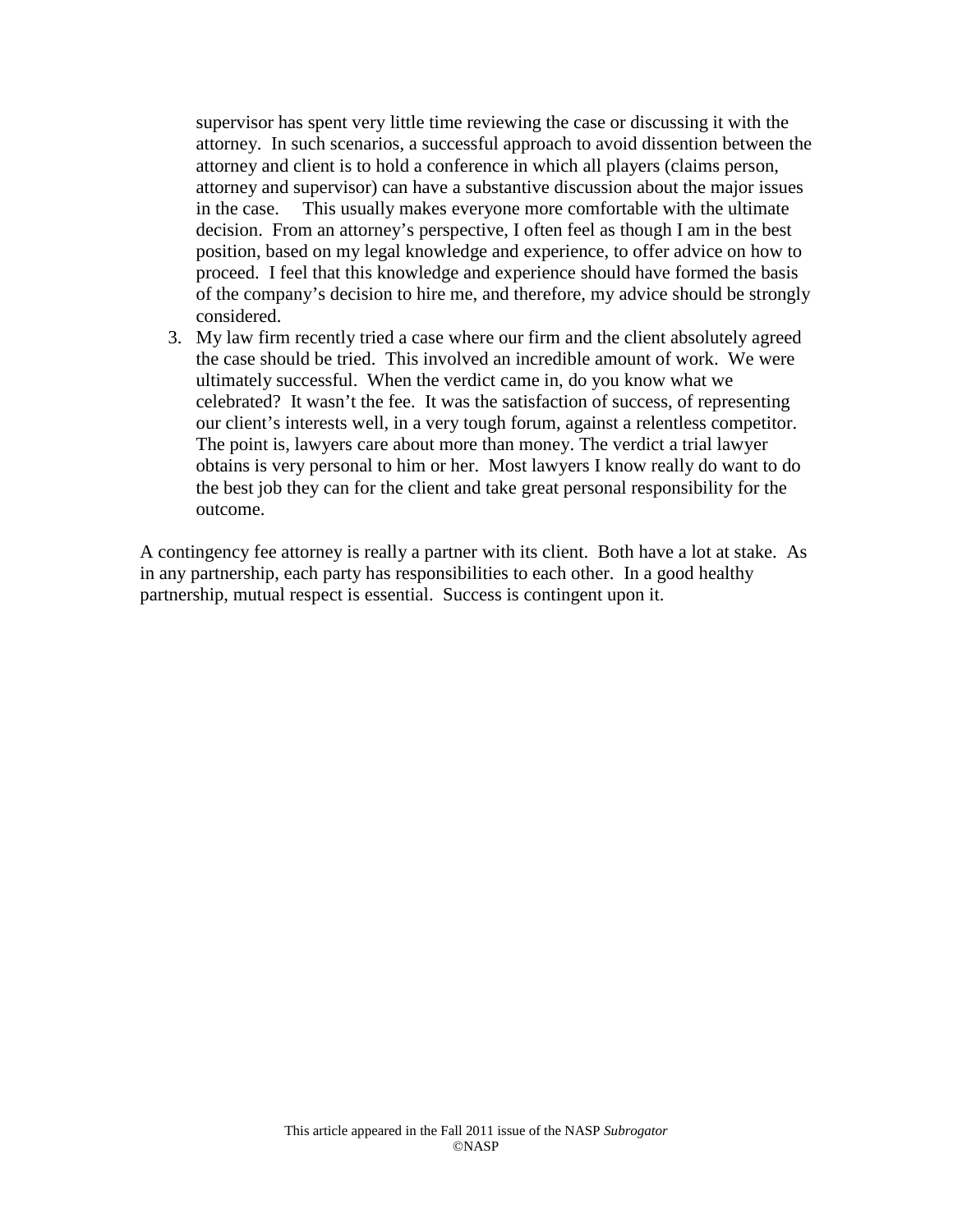supervisor has spent very little time reviewing the case or discussing it with the attorney. In such scenarios, a successful approach to avoid dissention between the attorney and client is to hold a conference in which all players (claims person, attorney and supervisor) can have a substantive discussion about the major issues in the case. This usually makes everyone more comfortable with the ultimate decision. From an attorney's perspective, I often feel as though I am in the best position, based on my legal knowledge and experience, to offer advice on how to proceed. I feel that this knowledge and experience should have formed the basis of the company's decision to hire me, and therefore, my advice should be strongly considered.

3. My law firm recently tried a case where our firm and the client absolutely agreed the case should be tried. This involved an incredible amount of work. We were ultimately successful. When the verdict came in, do you know what we celebrated? It wasn't the fee. It was the satisfaction of success, of representing our client's interests well, in a very tough forum, against a relentless competitor. The point is, lawyers care about more than money. The verdict a trial lawyer obtains is very personal to him or her. Most lawyers I know really do want to do the best job they can for the client and take great personal responsibility for the outcome.

A contingency fee attorney is really a partner with its client. Both have a lot at stake. As in any partnership, each party has responsibilities to each other. In a good healthy partnership, mutual respect is essential. Success is contingent upon it.

This article appeared in the Fall 2011 issue of the NASP *Subrogator*
©NASP